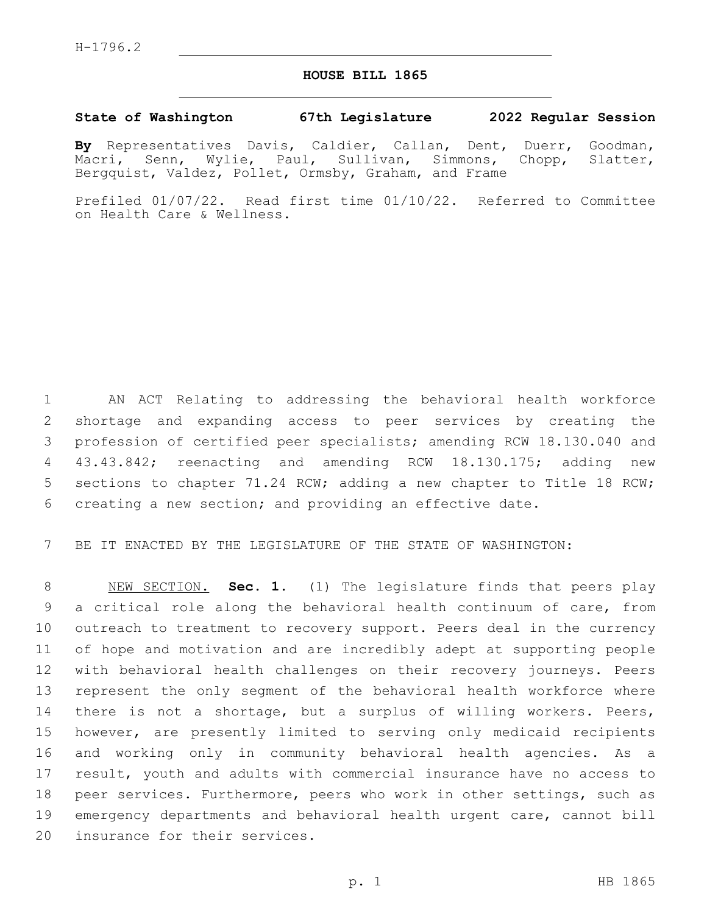H-1796.2

# HOUSE BILL 1865

**State of Washington 67th Legislature 2022 Regular Session**

**By** Representatives Davis, Caldier, Callan, Dent, Duerr, Goodman, Macri, Senn, Wylie, Paul, Sullivan, Simmons, Chopp, Slatter, Bergquist, Valdez, Pollet, Ormsby, Graham, and Frame

Prefiled 01/07/22. Read first time 01/10/22. Referred to Committee on Health Care & Wellness.

AN ACT Relating to addressing the behavioral health workforce shortage and expanding access to peer services by creating the profession of certified peer specialists; amending RCW 18.130.040 and 43.43.842; reenacting and amending RCW 18.130.175; adding new sections to chapter 71.24 RCW; adding a new chapter to Title 18 RCW; creating a new section; and providing an effective date.

BE IT ENACTED BY THE LEGISLATURE OF THE STATE OF WASHINGTON:

NEW SECTION. **Sec. 1.** (1) The legislature finds that peers play a critical role along the behavioral health continuum of care, from outreach to treatment to recovery support. Peers deal in the currency of hope and motivation and are incredibly adept at supporting people with behavioral health challenges on their recovery journeys. Peers represent the only segment of the behavioral health workforce where there is not a shortage, but a surplus of willing workers. Peers, however, are presently limited to serving only medicaid recipients and working only in community behavioral health agencies. As a result, youth and adults with commercial insurance have no access to peer services. Furthermore, peers who work in other settings, such as emergency departments and behavioral health urgent care, cannot bill insurance for their services.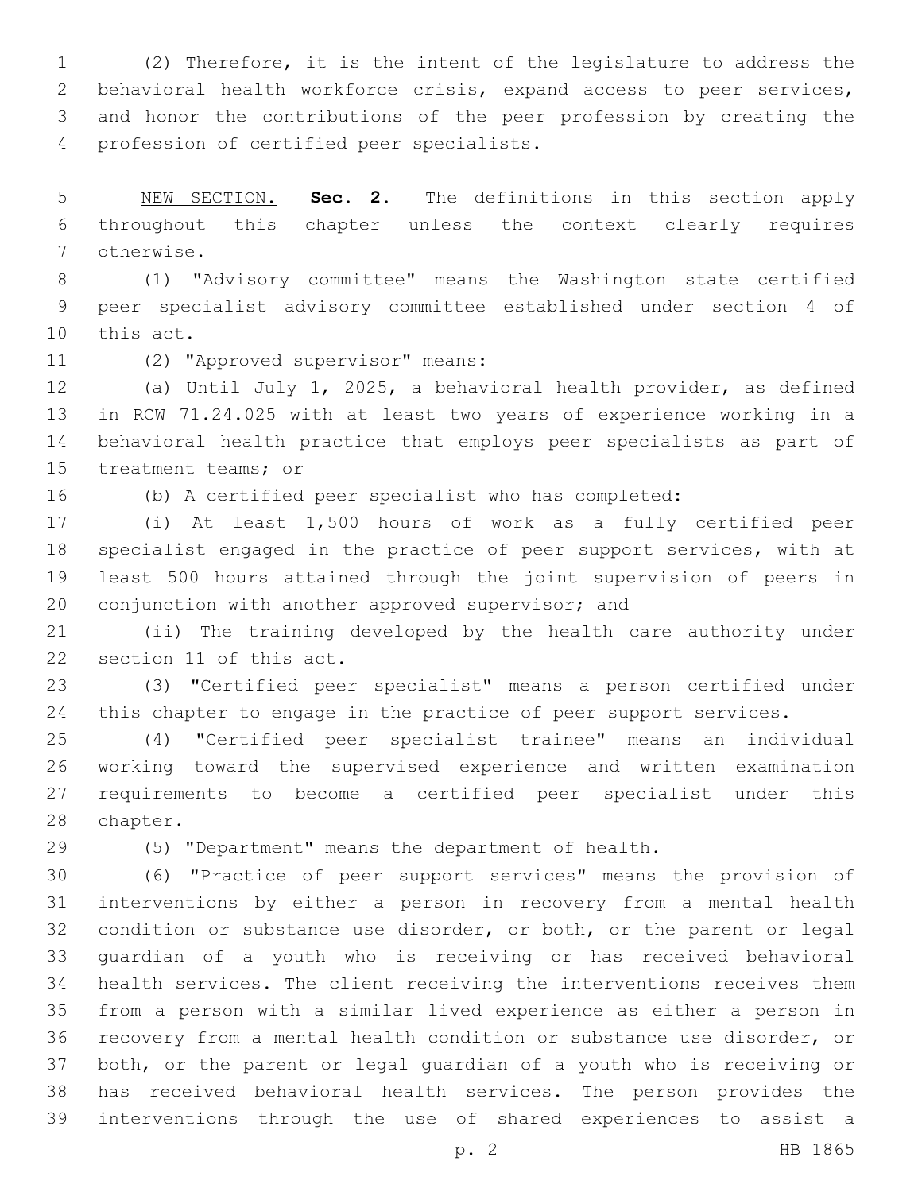(2) Therefore, it is the intent of the legislature to address the behavioral health workforce crisis, expand access to peer services, and honor the contributions of the peer profession by creating the profession of certified peer specialists.

NEW SECTION. **Sec. 2.** The definitions in this section apply throughout this chapter unless the context clearly requires otherwise.

(1) "Advisory committee" means the Washington state certified peer specialist advisory committee established under section 4 of this act.

(2) "Approved supervisor" means:

(a) Until July 1, 2025, a behavioral health provider, as defined in RCW 71.24.025 with at least two years of experience working in a behavioral health practice that employs peer specialists as part of treatment teams; or

(b) A certified peer specialist who has completed:

(i) At least 1,500 hours of work as a fully certified peer specialist engaged in the practice of peer support services, with at least 500 hours attained through the joint supervision of peers in conjunction with another approved supervisor; and

(ii) The training developed by the health care authority under section 11 of this act.

(3) "Certified peer specialist" means a person certified under this chapter to engage in the practice of peer support services.

(4) "Certified peer specialist trainee" means an individual working toward the supervised experience and written examination requirements to become a certified peer specialist under this chapter.

(5) "Department" means the department of health.

(6) "Practice of peer support services" means the provision of interventions by either a person in recovery from a mental health condition or substance use disorder, or both, or the parent or legal guardian of a youth who is receiving or has received behavioral health services. The client receiving the interventions receives them from a person with a similar lived experience as either a person in recovery from a mental health condition or substance use disorder, or both, or the parent or legal guardian of a youth who is receiving or has received behavioral health services. The person provides the interventions through the use of shared experiences to assist a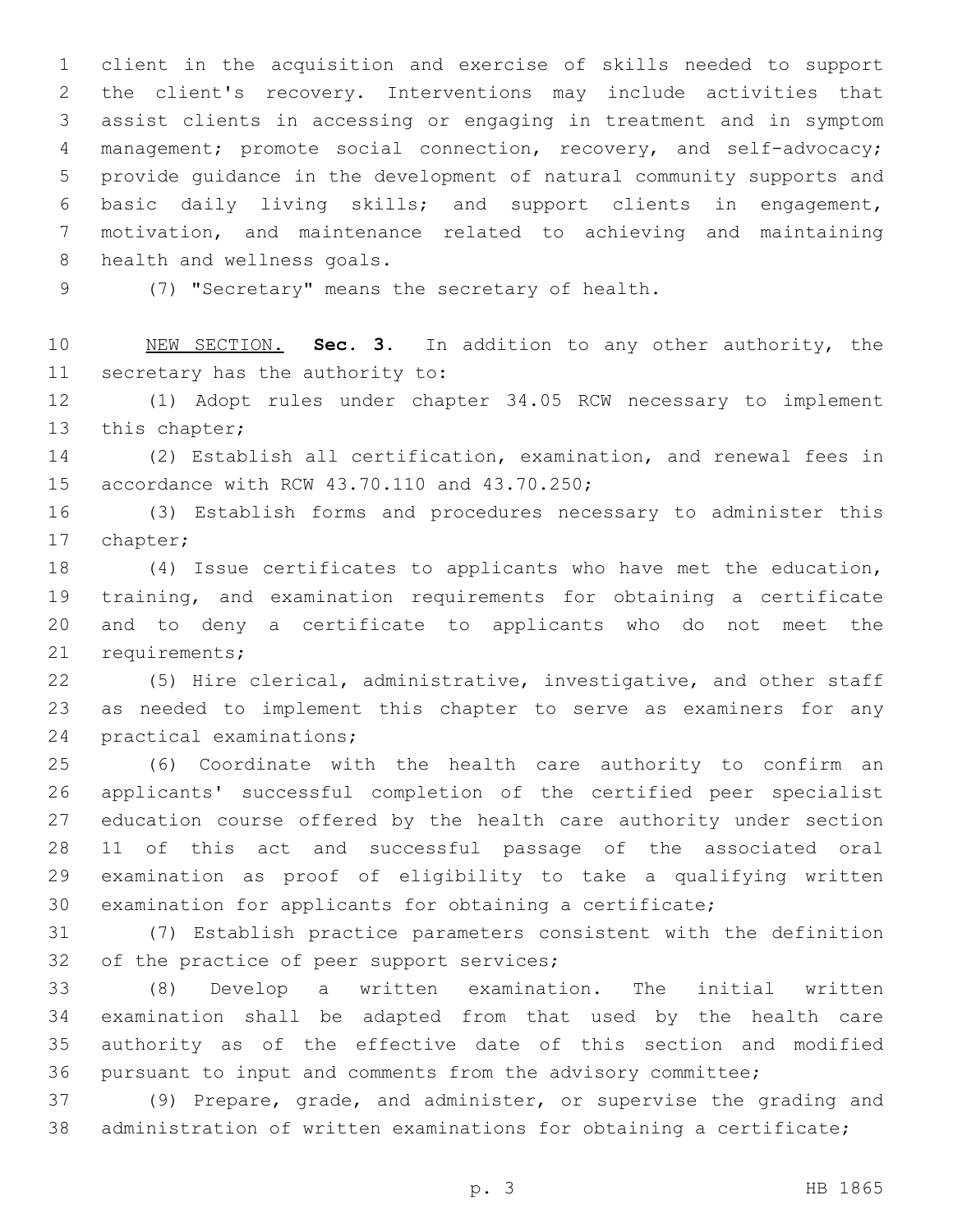client in the acquisition and exercise of skills needed to support the client's recovery. Interventions may include activities that assist clients in accessing or engaging in treatment and in symptom management; promote social connection, recovery, and self-advocacy; provide guidance in the development of natural community supports and basic daily living skills; and support clients in engagement, motivation, and maintenance related to achieving and maintaining health and wellness goals.

(7) "Secretary" means the secretary of health.

NEW SECTION. **Sec. 3.** In addition to any other authority, the secretary has the authority to:

(1) Adopt rules under chapter 34.05 RCW necessary to implement this chapter;

(2) Establish all certification, examination, and renewal fees in accordance with RCW 43.70.110 and 43.70.250;

(3) Establish forms and procedures necessary to administer this chapter;

(4) Issue certificates to applicants who have met the education, training, and examination requirements for obtaining a certificate and to deny a certificate to applicants who do not meet the requirements;

(5) Hire clerical, administrative, investigative, and other staff as needed to implement this chapter to serve as examiners for any practical examinations;

(6) Coordinate with the health care authority to confirm an applicants' successful completion of the certified peer specialist education course offered by the health care authority under section 11 of this act and successful passage of the associated oral examination as proof of eligibility to take a qualifying written examination for applicants for obtaining a certificate;

(7) Establish practice parameters consistent with the definition of the practice of peer support services;

(8) Develop a written examination. The initial written examination shall be adapted from that used by the health care authority as of the effective date of this section and modified pursuant to input and comments from the advisory committee;

(9) Prepare, grade, and administer, or supervise the grading and administration of written examinations for obtaining a certificate;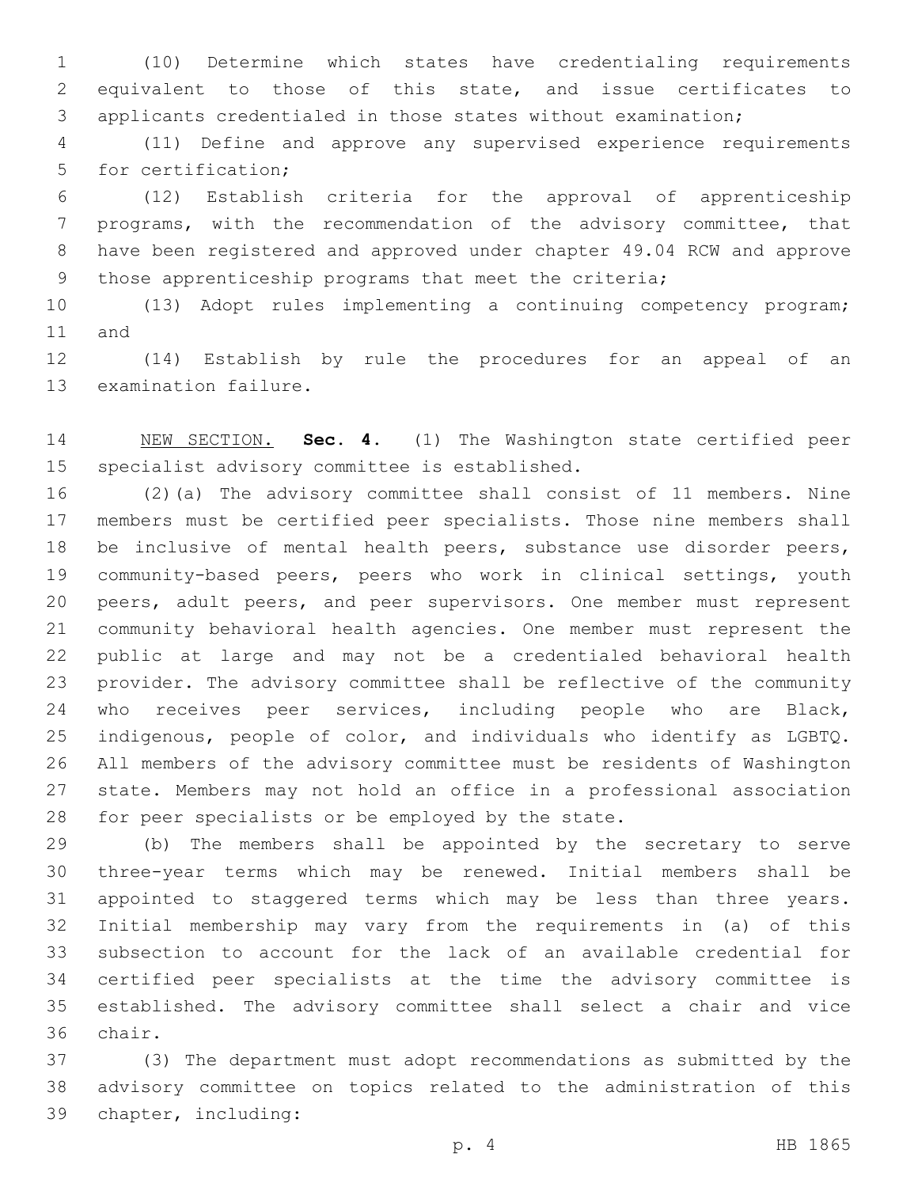(10) Determine which states have credentialing requirements equivalent to those of this state, and issue certificates to applicants credentialed in those states without examination;

(11) Define and approve any supervised experience requirements for certification;

(12) Establish criteria for the approval of apprenticeship programs, with the recommendation of the advisory committee, that have been registered and approved under chapter 49.04 RCW and approve those apprenticeship programs that meet the criteria;

(13) Adopt rules implementing a continuing competency program; and

(14) Establish by rule the procedures for an appeal of an examination failure.

NEW SECTION. **Sec. 4.** (1) The Washington state certified peer specialist advisory committee is established.

(2)(a) The advisory committee shall consist of 11 members. Nine members must be certified peer specialists. Those nine members shall be inclusive of mental health peers, substance use disorder peers, community-based peers, peers who work in clinical settings, youth peers, adult peers, and peer supervisors. One member must represent community behavioral health agencies. One member must represent the public at large and may not be a credentialed behavioral health provider. The advisory committee shall be reflective of the community who receives peer services, including people who are Black, indigenous, people of color, and individuals who identify as LGBTQ. All members of the advisory committee must be residents of Washington state. Members may not hold an office in a professional association for peer specialists or be employed by the state.

(b) The members shall be appointed by the secretary to serve three-year terms which may be renewed. Initial members shall be appointed to staggered terms which may be less than three years. Initial membership may vary from the requirements in (a) of this subsection to account for the lack of an available credential for certified peer specialists at the time the advisory committee is established. The advisory committee shall select a chair and vice chair.

(3) The department must adopt recommendations as submitted by the advisory committee on topics related to the administration of this chapter, including: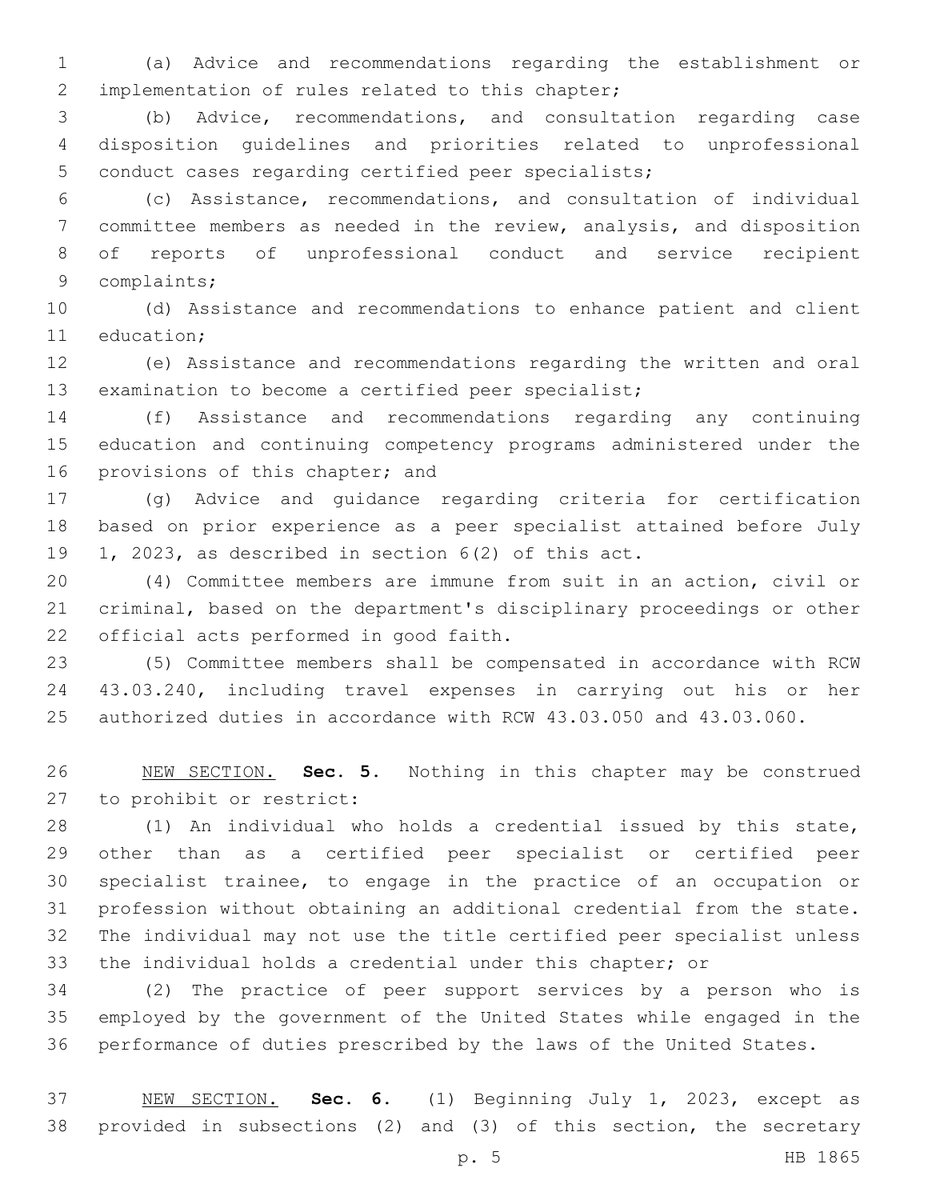(a) Advice and recommendations regarding the establishment or implementation of rules related to this chapter;

(b) Advice, recommendations, and consultation regarding case disposition guidelines and priorities related to unprofessional conduct cases regarding certified peer specialists;

(c) Assistance, recommendations, and consultation of individual committee members as needed in the review, analysis, and disposition of reports of unprofessional conduct and service recipient complaints;

(d) Assistance and recommendations to enhance patient and client education;

(e) Assistance and recommendations regarding the written and oral examination to become a certified peer specialist;

(f) Assistance and recommendations regarding any continuing education and continuing competency programs administered under the provisions of this chapter; and

(g) Advice and guidance regarding criteria for certification based on prior experience as a peer specialist attained before July 1, 2023, as described in section 6(2) of this act.

(4) Committee members are immune from suit in an action, civil or criminal, based on the department's disciplinary proceedings or other official acts performed in good faith.

(5) Committee members shall be compensated in accordance with RCW 43.03.240, including travel expenses in carrying out his or her authorized duties in accordance with RCW 43.03.050 and 43.03.060.

NEW SECTION. **Sec. 5.** Nothing in this chapter may be construed to prohibit or restrict:

(1) An individual who holds a credential issued by this state, other than as a certified peer specialist or certified peer specialist trainee, to engage in the practice of an occupation or profession without obtaining an additional credential from the state. The individual may not use the title certified peer specialist unless the individual holds a credential under this chapter; or

(2) The practice of peer support services by a person who is employed by the government of the United States while engaged in the performance of duties prescribed by the laws of the United States.

NEW SECTION. **Sec. 6.** (1) Beginning July 1, 2023, except as provided in subsections (2) and (3) of this section, the secretary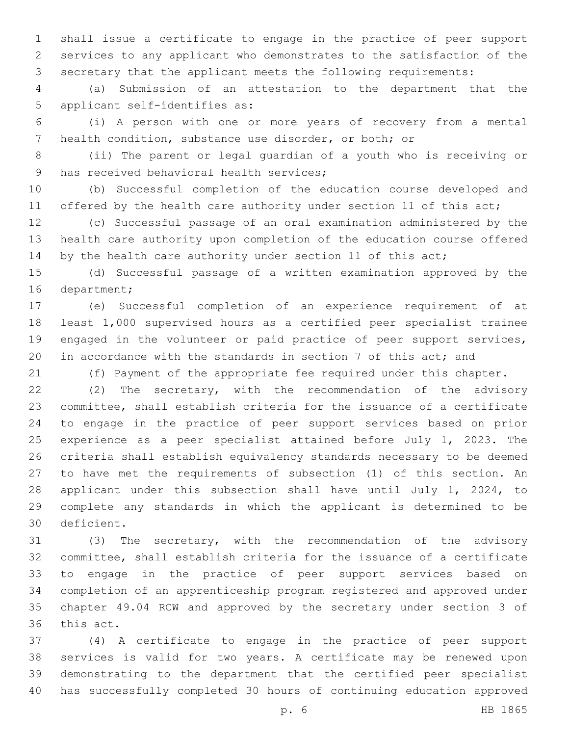shall issue a certificate to engage in the practice of peer support services to any applicant who demonstrates to the satisfaction of the secretary that the applicant meets the following requirements:

(a) Submission of an attestation to the department that the applicant self-identifies as:

(i) A person with one or more years of recovery from a mental health condition, substance use disorder, or both; or

(ii) The parent or legal guardian of a youth who is receiving or has received behavioral health services;

(b) Successful completion of the education course developed and offered by the health care authority under section 11 of this act;

(c) Successful passage of an oral examination administered by the health care authority upon completion of the education course offered by the health care authority under section 11 of this act;

(d) Successful passage of a written examination approved by the department;

(e) Successful completion of an experience requirement of at least 1,000 supervised hours as a certified peer specialist trainee engaged in the volunteer or paid practice of peer support services, in accordance with the standards in section 7 of this act; and

(f) Payment of the appropriate fee required under this chapter.

(2) The secretary, with the recommendation of the advisory committee, shall establish criteria for the issuance of a certificate to engage in the practice of peer support services based on prior experience as a peer specialist attained before July 1, 2023. The criteria shall establish equivalency standards necessary to be deemed to have met the requirements of subsection (1) of this section. An applicant under this subsection shall have until July 1, 2024, to complete any standards in which the applicant is determined to be deficient.

(3) The secretary, with the recommendation of the advisory committee, shall establish criteria for the issuance of a certificate to engage in the practice of peer support services based on completion of an apprenticeship program registered and approved under chapter 49.04 RCW and approved by the secretary under section 3 of this act.

(4) A certificate to engage in the practice of peer support services is valid for two years. A certificate may be renewed upon demonstrating to the department that the certified peer specialist has successfully completed 30 hours of continuing education approved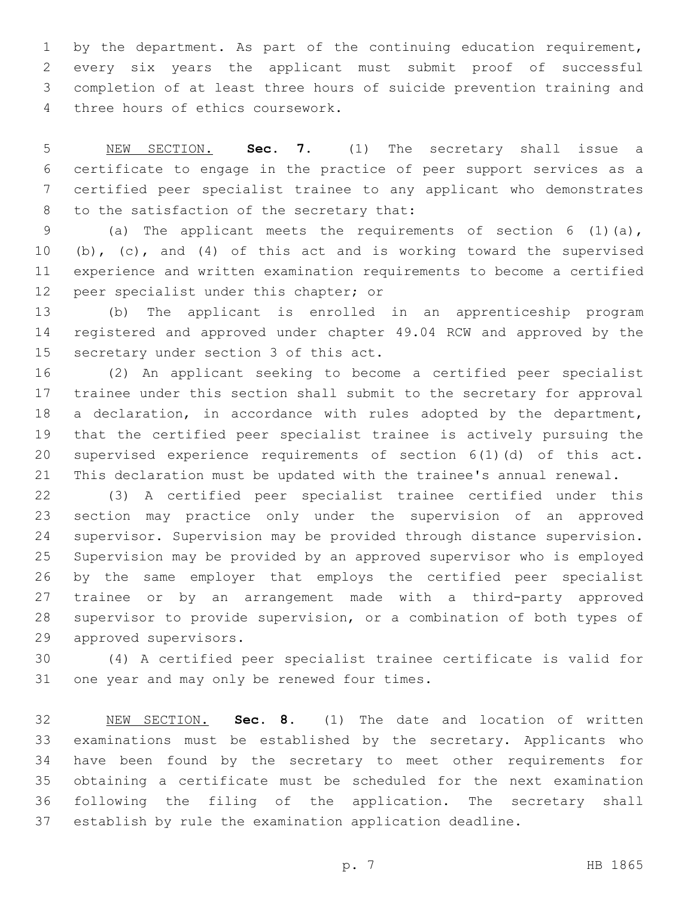by the department. As part of the continuing education requirement, every six years the applicant must submit proof of successful completion of at least three hours of suicide prevention training and three hours of ethics coursework.

NEW SECTION. **Sec. 7.** (1) The secretary shall issue a certificate to engage in the practice of peer support services as a certified peer specialist trainee to any applicant who demonstrates to the satisfaction of the secretary that:

(a) The applicant meets the requirements of section 6 (1)(a), (b), (c), and (4) of this act and is working toward the supervised experience and written examination requirements to become a certified peer specialist under this chapter; or

(b) The applicant is enrolled in an apprenticeship program registered and approved under chapter 49.04 RCW and approved by the secretary under section 3 of this act.

(2) An applicant seeking to become a certified peer specialist trainee under this section shall submit to the secretary for approval a declaration, in accordance with rules adopted by the department, that the certified peer specialist trainee is actively pursuing the supervised experience requirements of section 6(1)(d) of this act. This declaration must be updated with the trainee's annual renewal.

(3) A certified peer specialist trainee certified under this section may practice only under the supervision of an approved supervisor. Supervision may be provided through distance supervision. Supervision may be provided by an approved supervisor who is employed by the same employer that employs the certified peer specialist trainee or by an arrangement made with a third-party approved supervisor to provide supervision, or a combination of both types of approved supervisors.

(4) A certified peer specialist trainee certificate is valid for one year and may only be renewed four times.

NEW SECTION. **Sec. 8.** (1) The date and location of written examinations must be established by the secretary. Applicants who have been found by the secretary to meet other requirements for obtaining a certificate must be scheduled for the next examination following the filing of the application. The secretary shall establish by rule the examination application deadline.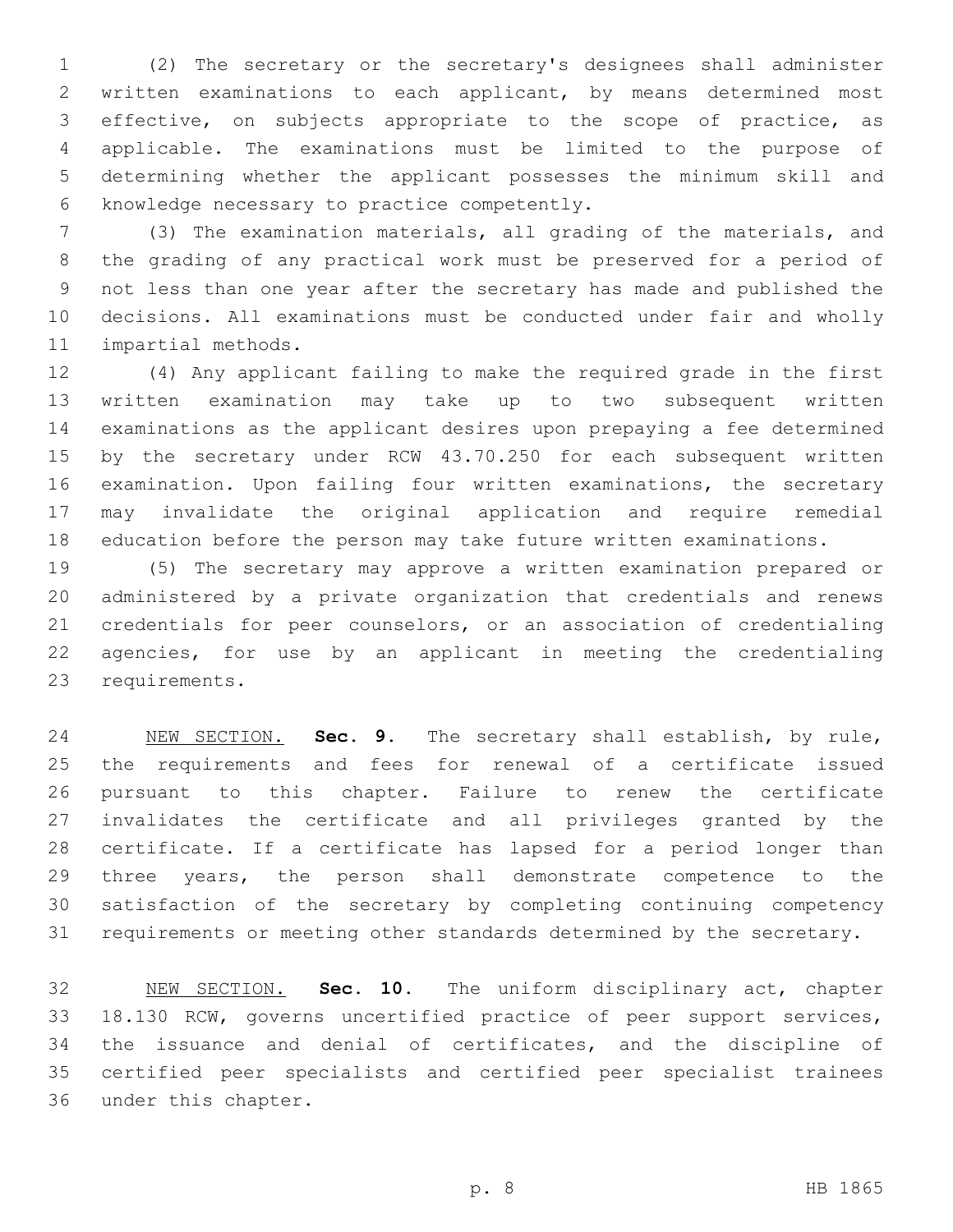(2) The secretary or the secretary's designees shall administer written examinations to each applicant, by means determined most effective, on subjects appropriate to the scope of practice, as applicable. The examinations must be limited to the purpose of determining whether the applicant possesses the minimum skill and knowledge necessary to practice competently.

(3) The examination materials, all grading of the materials, and the grading of any practical work must be preserved for a period of not less than one year after the secretary has made and published the decisions. All examinations must be conducted under fair and wholly impartial methods.

(4) Any applicant failing to make the required grade in the first written examination may take up to two subsequent written examinations as the applicant desires upon prepaying a fee determined by the secretary under RCW 43.70.250 for each subsequent written examination. Upon failing four written examinations, the secretary may invalidate the original application and require remedial education before the person may take future written examinations.

(5) The secretary may approve a written examination prepared or administered by a private organization that credentials and renews credentials for peer counselors, or an association of credentialing agencies, for use by an applicant in meeting the credentialing requirements.

NEW SECTION. **Sec. 9.** The secretary shall establish, by rule, the requirements and fees for renewal of a certificate issued pursuant to this chapter. Failure to renew the certificate invalidates the certificate and all privileges granted by the certificate. If a certificate has lapsed for a period longer than three years, the person shall demonstrate competence to the satisfaction of the secretary by completing continuing competency requirements or meeting other standards determined by the secretary.

NEW SECTION. **Sec. 10.** The uniform disciplinary act, chapter 18.130 RCW, governs uncertified practice of peer support services, the issuance and denial of certificates, and the discipline of certified peer specialists and certified peer specialist trainees under this chapter.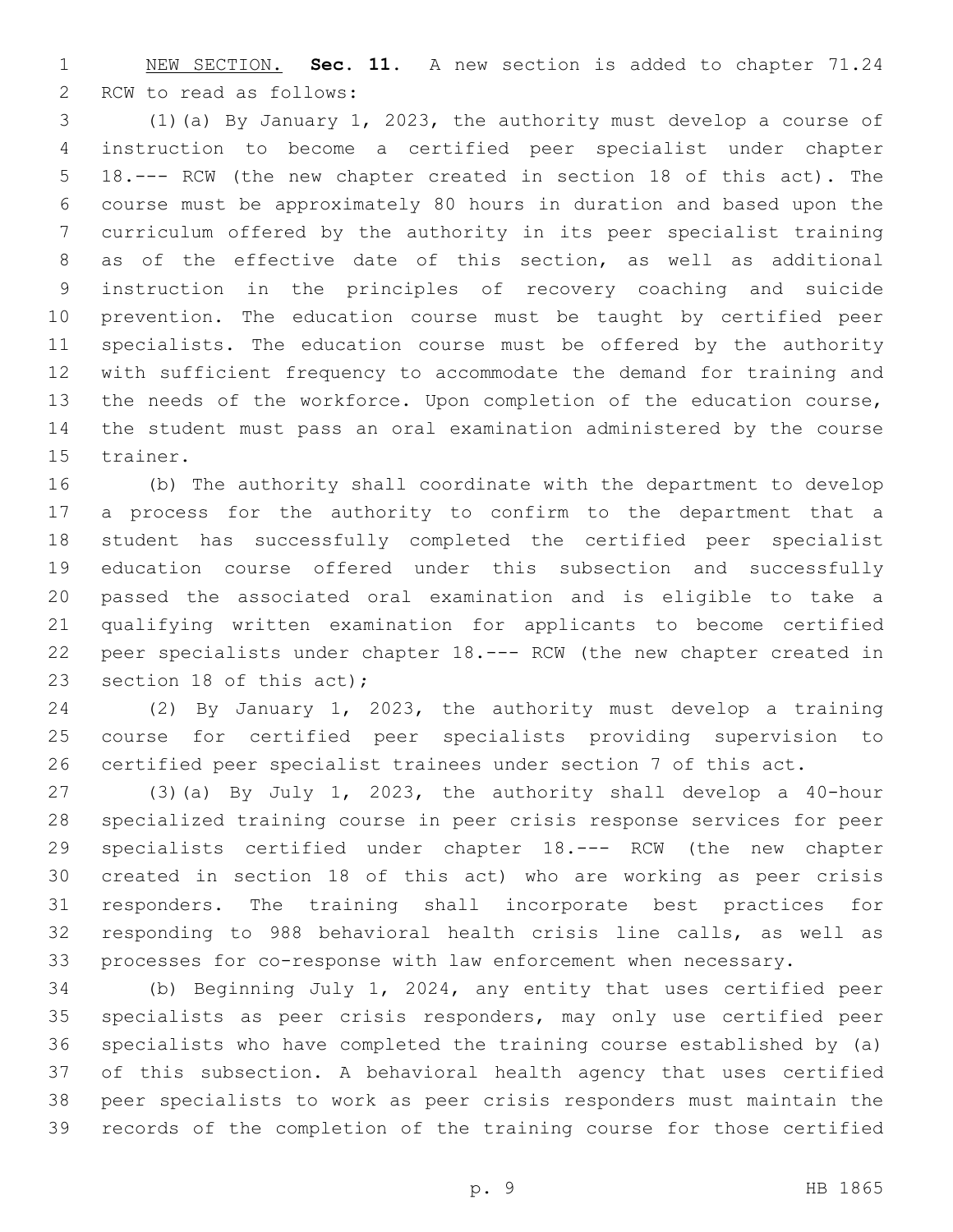NEW SECTION. **Sec. 11.** A new section is added to chapter 71.24 RCW to read as follows:

(1)(a) By January 1, 2023, the authority must develop a course of instruction to become a certified peer specialist under chapter 18.--- RCW (the new chapter created in section 18 of this act). The course must be approximately 80 hours in duration and based upon the curriculum offered by the authority in its peer specialist training as of the effective date of this section, as well as additional instruction in the principles of recovery coaching and suicide prevention. The education course must be taught by certified peer specialists. The education course must be offered by the authority with sufficient frequency to accommodate the demand for training and the needs of the workforce. Upon completion of the education course, the student must pass an oral examination administered by the course trainer.

(b) The authority shall coordinate with the department to develop a process for the authority to confirm to the department that a student has successfully completed the certified peer specialist education course offered under this subsection and successfully passed the associated oral examination and is eligible to take a qualifying written examination for applicants to become certified peer specialists under chapter 18.--- RCW (the new chapter created in section 18 of this act);

(2) By January 1, 2023, the authority must develop a training course for certified peer specialists providing supervision to certified peer specialist trainees under section 7 of this act.

(3)(a) By July 1, 2023, the authority shall develop a 40-hour specialized training course in peer crisis response services for peer specialists certified under chapter 18.--- RCW (the new chapter created in section 18 of this act) who are working as peer crisis responders. The training shall incorporate best practices for responding to 988 behavioral health crisis line calls, as well as processes for co-response with law enforcement when necessary.

(b) Beginning July 1, 2024, any entity that uses certified peer specialists as peer crisis responders, may only use certified peer specialists who have completed the training course established by (a) of this subsection. A behavioral health agency that uses certified peer specialists to work as peer crisis responders must maintain the records of the completion of the training course for those certified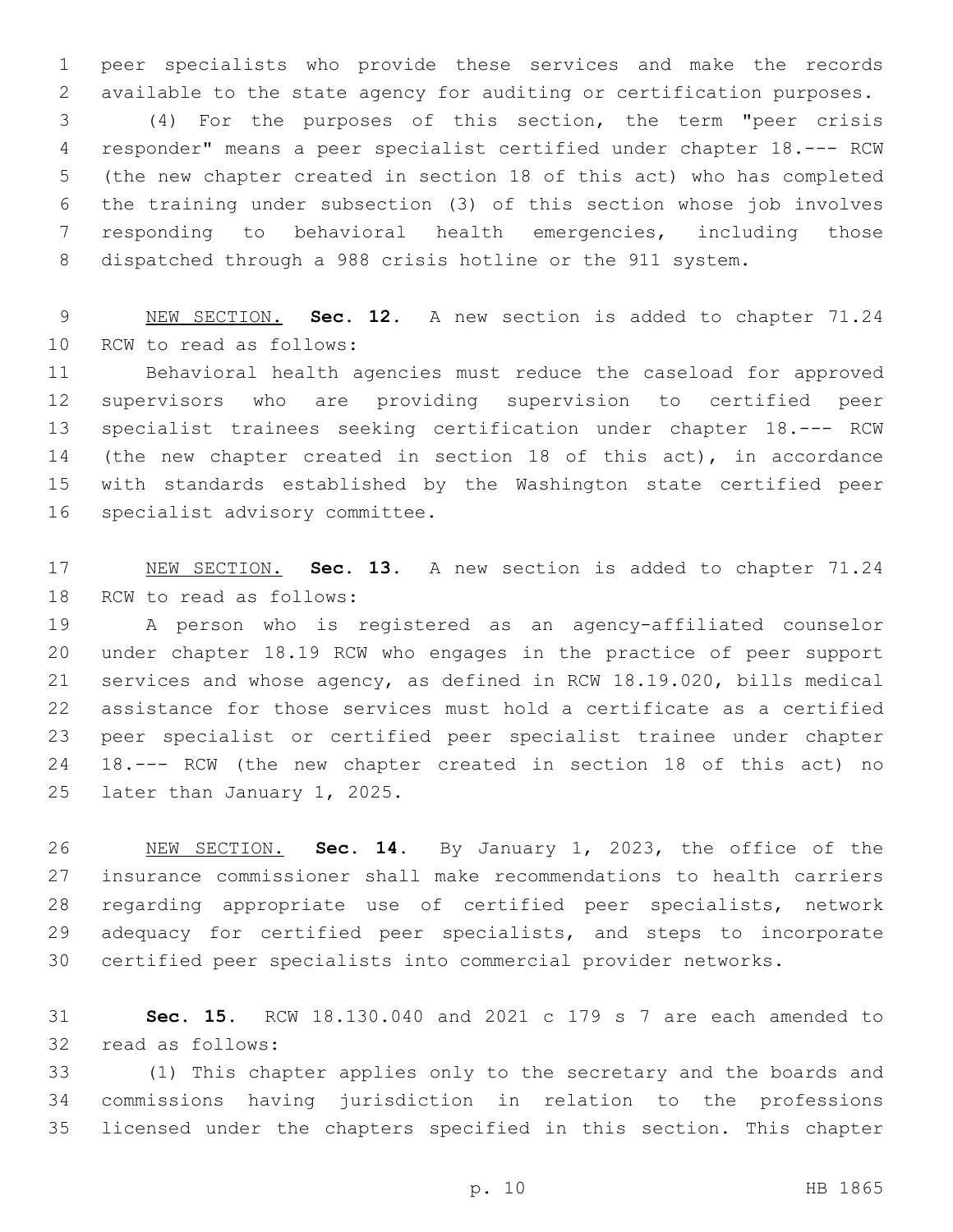peer specialists who provide these services and make the records available to the state agency for auditing or certification purposes.

(4) For the purposes of this section, the term "peer crisis responder" means a peer specialist certified under chapter 18.--- RCW (the new chapter created in section 18 of this act) who has completed the training under subsection (3) of this section whose job involves responding to behavioral health emergencies, including those dispatched through a 988 crisis hotline or the 911 system.

NEW SECTION. **Sec. 12.** A new section is added to chapter 71.24 RCW to read as follows:

Behavioral health agencies must reduce the caseload for approved supervisors who are providing supervision to certified peer specialist trainees seeking certification under chapter 18.--- RCW (the new chapter created in section 18 of this act), in accordance with standards established by the Washington state certified peer specialist advisory committee.

NEW SECTION. **Sec. 13.** A new section is added to chapter 71.24 RCW to read as follows:

A person who is registered as an agency-affiliated counselor under chapter 18.19 RCW who engages in the practice of peer support services and whose agency, as defined in RCW 18.19.020, bills medical assistance for those services must hold a certificate as a certified peer specialist or certified peer specialist trainee under chapter 18.--- RCW (the new chapter created in section 18 of this act) no later than January 1, 2025.

NEW SECTION. **Sec. 14.** By January 1, 2023, the office of the insurance commissioner shall make recommendations to health carriers regarding appropriate use of certified peer specialists, network adequacy for certified peer specialists, and steps to incorporate certified peer specialists into commercial provider networks.

**Sec. 15.** RCW 18.130.040 and 2021 c 179 s 7 are each amended to read as follows:

(1) This chapter applies only to the secretary and the boards and commissions having jurisdiction in relation to the professions licensed under the chapters specified in this section. This chapter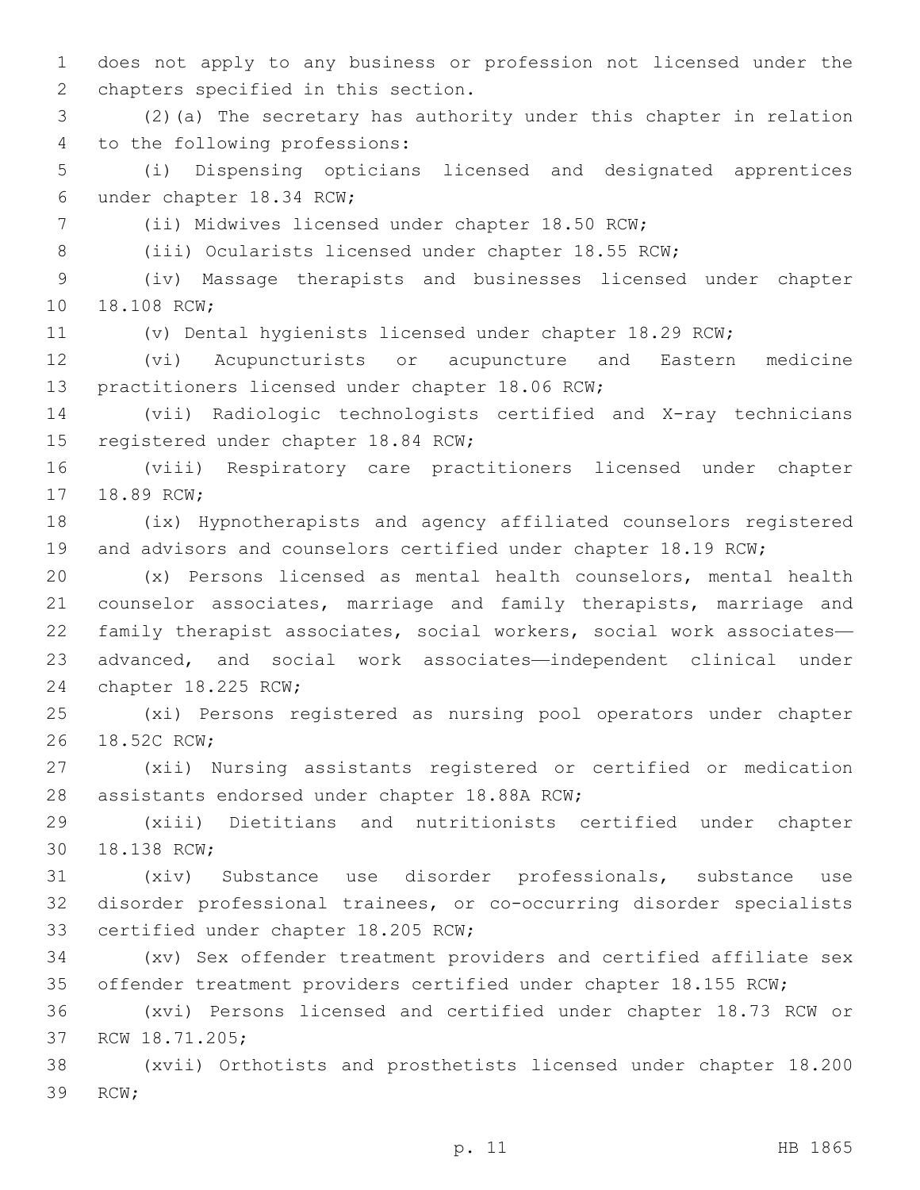does not apply to any business or profession not licensed under the chapters specified in this section.

(2)(a) The secretary has authority under this chapter in relation to the following professions:

(i) Dispensing opticians licensed and designated apprentices under chapter 18.34 RCW;

(ii) Midwives licensed under chapter 18.50 RCW;

(iii) Ocularists licensed under chapter 18.55 RCW;

(iv) Massage therapists and businesses licensed under chapter 18.108 RCW;

(v) Dental hygienists licensed under chapter 18.29 RCW;

(vi) Acupuncturists or acupuncture and Eastern medicine practitioners licensed under chapter 18.06 RCW;

(vii) Radiologic technologists certified and X-ray technicians registered under chapter 18.84 RCW;

(viii) Respiratory care practitioners licensed under chapter 18.89 RCW;

(ix) Hypnotherapists and agency affiliated counselors registered and advisors and counselors certified under chapter 18.19 RCW;

(x) Persons licensed as mental health counselors, mental health counselor associates, marriage and family therapists, marriage and family therapist associates, social workers, social work associates—advanced, and social work associates—independent clinical under chapter 18.225 RCW;

(xi) Persons registered as nursing pool operators under chapter 18.52C RCW;

(xii) Nursing assistants registered or certified or medication assistants endorsed under chapter 18.88A RCW;

(xiii) Dietitians and nutritionists certified under chapter 18.138 RCW;

(xiv) Substance use disorder professionals, substance use disorder professional trainees, or co-occurring disorder specialists certified under chapter 18.205 RCW;

(xv) Sex offender treatment providers and certified affiliate sex offender treatment providers certified under chapter 18.155 RCW;

(xvi) Persons licensed and certified under chapter 18.73 RCW or RCW 18.71.205;

(xvii) Orthotists and prosthetists licensed under chapter 18.200 RCW;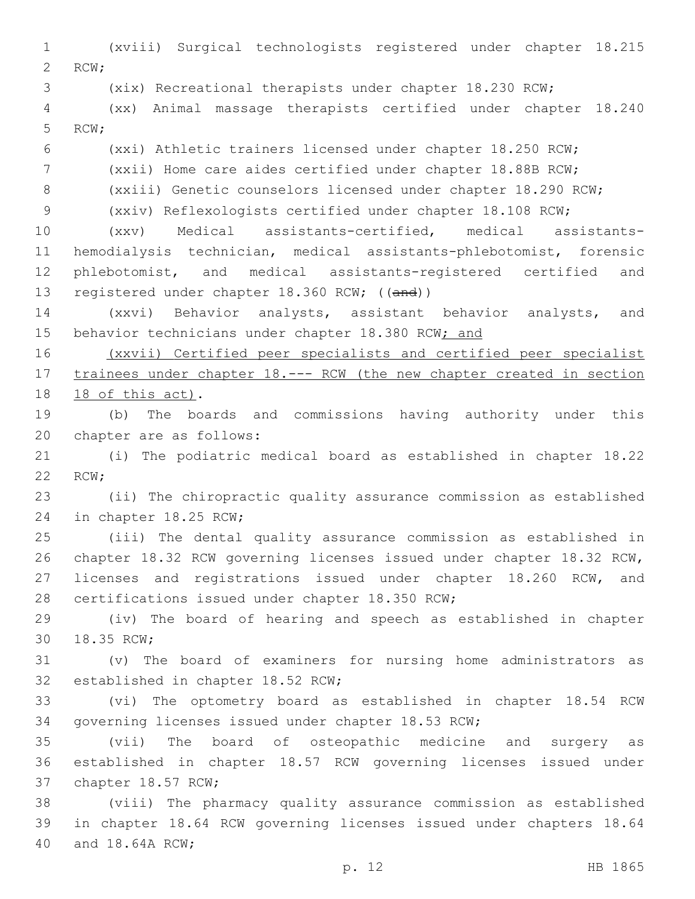(xviii) Surgical technologists registered under chapter 18.215 RCW;

(xix) Recreational therapists under chapter 18.230 RCW;

(xx) Animal massage therapists certified under chapter 18.240 RCW;

(xxi) Athletic trainers licensed under chapter 18.250 RCW;

(xxii) Home care aides certified under chapter 18.88B RCW;

(xxiii) Genetic counselors licensed under chapter 18.290 RCW;

(xxiv) Reflexologists certified under chapter 18.108 RCW;

(xxv) Medical assistants-certified, medical assistants-hemodialysis technician, medical assistants-phlebotomist, forensic phlebotomist, and medical assistants-registered certified and registered under chapter 18.360 RCW; ((~~and~~))

(xxvi) Behavior analysts, assistant behavior analysts, and behavior technicians under chapter 18.380 RCW; and

(xxvii) Certified peer specialists and certified peer specialist trainees under chapter 18.--- RCW (the new chapter created in section 18 of this act).

(b) The boards and commissions having authority under this chapter are as follows:

(i) The podiatric medical board as established in chapter 18.22 RCW;

(ii) The chiropractic quality assurance commission as established in chapter 18.25 RCW;

(iii) The dental quality assurance commission as established in chapter 18.32 RCW governing licenses issued under chapter 18.32 RCW, licenses and registrations issued under chapter 18.260 RCW, and certifications issued under chapter 18.350 RCW;

(iv) The board of hearing and speech as established in chapter 18.35 RCW;

(v) The board of examiners for nursing home administrators as established in chapter 18.52 RCW;

(vi) The optometry board as established in chapter 18.54 RCW governing licenses issued under chapter 18.53 RCW;

(vii) The board of osteopathic medicine and surgery as established in chapter 18.57 RCW governing licenses issued under chapter 18.57 RCW;

(viii) The pharmacy quality assurance commission as established in chapter 18.64 RCW governing licenses issued under chapters 18.64 and 18.64A RCW;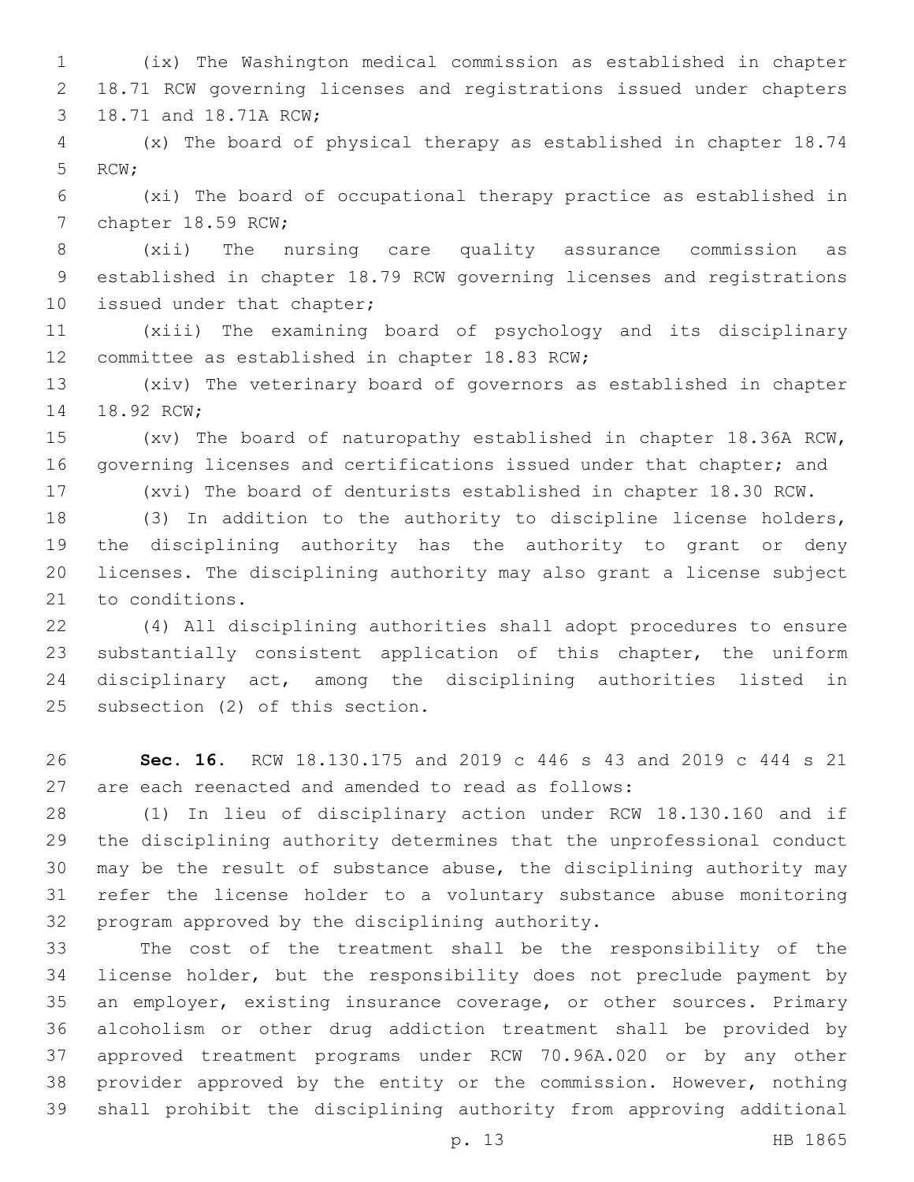(ix) The Washington medical commission as established in chapter 18.71 RCW governing licenses and registrations issued under chapters 18.71 and 18.71A RCW;

(x) The board of physical therapy as established in chapter 18.74 RCW;

(xi) The board of occupational therapy practice as established in chapter 18.59 RCW;

(xii) The nursing care quality assurance commission as established in chapter 18.79 RCW governing licenses and registrations issued under that chapter;

(xiii) The examining board of psychology and its disciplinary committee as established in chapter 18.83 RCW;

(xiv) The veterinary board of governors as established in chapter 18.92 RCW;

(xv) The board of naturopathy established in chapter 18.36A RCW, governing licenses and certifications issued under that chapter; and

(xvi) The board of denturists established in chapter 18.30 RCW.

(3) In addition to the authority to discipline license holders, the disciplining authority has the authority to grant or deny licenses. The disciplining authority may also grant a license subject to conditions.

(4) All disciplining authorities shall adopt procedures to ensure substantially consistent application of this chapter, the uniform disciplinary act, among the disciplining authorities listed in subsection (2) of this section.

**Sec. 16.** RCW 18.130.175 and 2019 c 446 s 43 and 2019 c 444 s 21 are each reenacted and amended to read as follows:

(1) In lieu of disciplinary action under RCW 18.130.160 and if the disciplining authority determines that the unprofessional conduct may be the result of substance abuse, the disciplining authority may refer the license holder to a voluntary substance abuse monitoring program approved by the disciplining authority.

The cost of the treatment shall be the responsibility of the license holder, but the responsibility does not preclude payment by an employer, existing insurance coverage, or other sources. Primary alcoholism or other drug addiction treatment shall be provided by approved treatment programs under RCW 70.96A.020 or by any other provider approved by the entity or the commission. However, nothing shall prohibit the disciplining authority from approving additional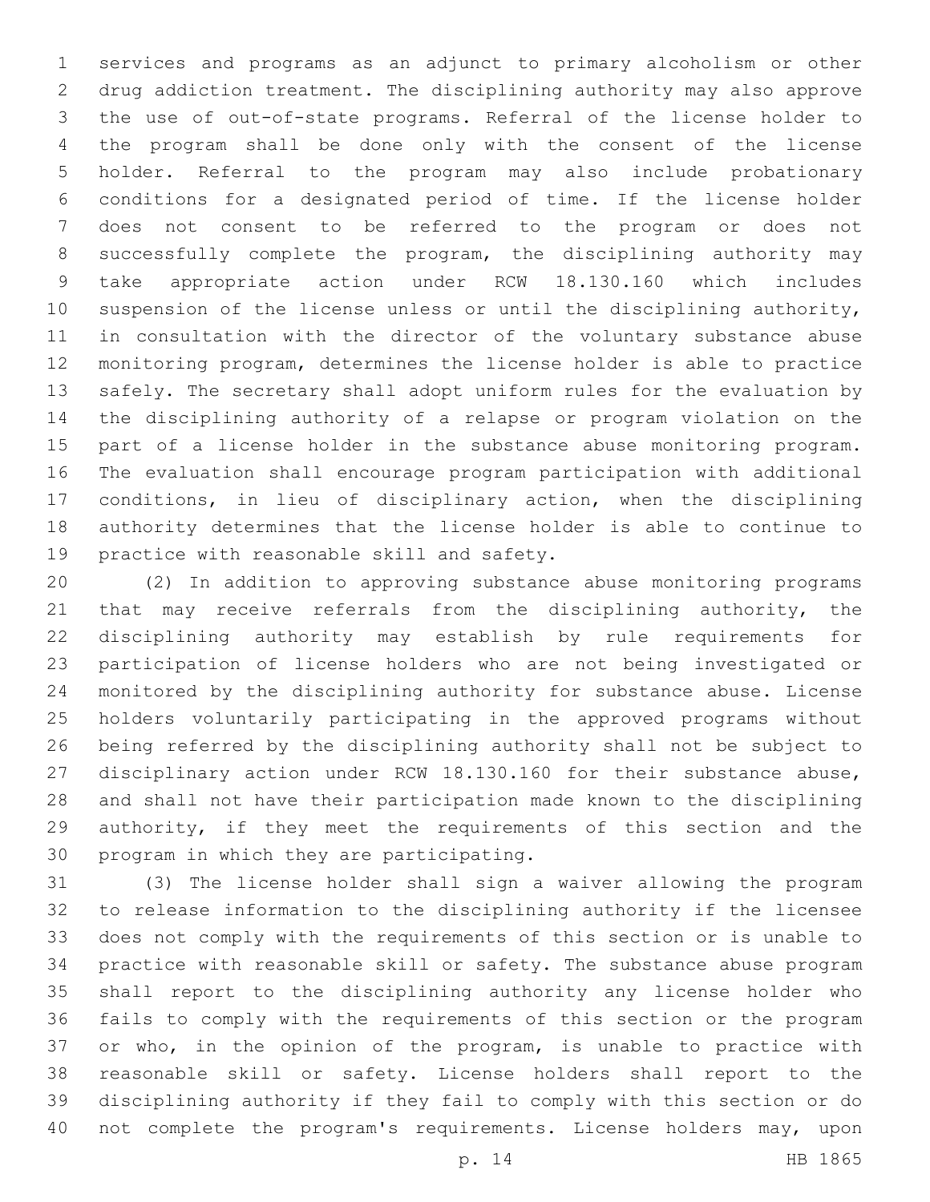services and programs as an adjunct to primary alcoholism or other drug addiction treatment. The disciplining authority may also approve the use of out-of-state programs. Referral of the license holder to the program shall be done only with the consent of the license holder. Referral to the program may also include probationary conditions for a designated period of time. If the license holder does not consent to be referred to the program or does not successfully complete the program, the disciplining authority may take appropriate action under RCW 18.130.160 which includes suspension of the license unless or until the disciplining authority, in consultation with the director of the voluntary substance abuse monitoring program, determines the license holder is able to practice safely. The secretary shall adopt uniform rules for the evaluation by the disciplining authority of a relapse or program violation on the part of a license holder in the substance abuse monitoring program. The evaluation shall encourage program participation with additional conditions, in lieu of disciplinary action, when the disciplining authority determines that the license holder is able to continue to practice with reasonable skill and safety.

(2) In addition to approving substance abuse monitoring programs that may receive referrals from the disciplining authority, the disciplining authority may establish by rule requirements for participation of license holders who are not being investigated or monitored by the disciplining authority for substance abuse. License holders voluntarily participating in the approved programs without being referred by the disciplining authority shall not be subject to disciplinary action under RCW 18.130.160 for their substance abuse, and shall not have their participation made known to the disciplining authority, if they meet the requirements of this section and the program in which they are participating.

(3) The license holder shall sign a waiver allowing the program to release information to the disciplining authority if the licensee does not comply with the requirements of this section or is unable to practice with reasonable skill or safety. The substance abuse program shall report to the disciplining authority any license holder who fails to comply with the requirements of this section or the program or who, in the opinion of the program, is unable to practice with reasonable skill or safety. License holders shall report to the disciplining authority if they fail to comply with this section or do not complete the program's requirements. License holders may, upon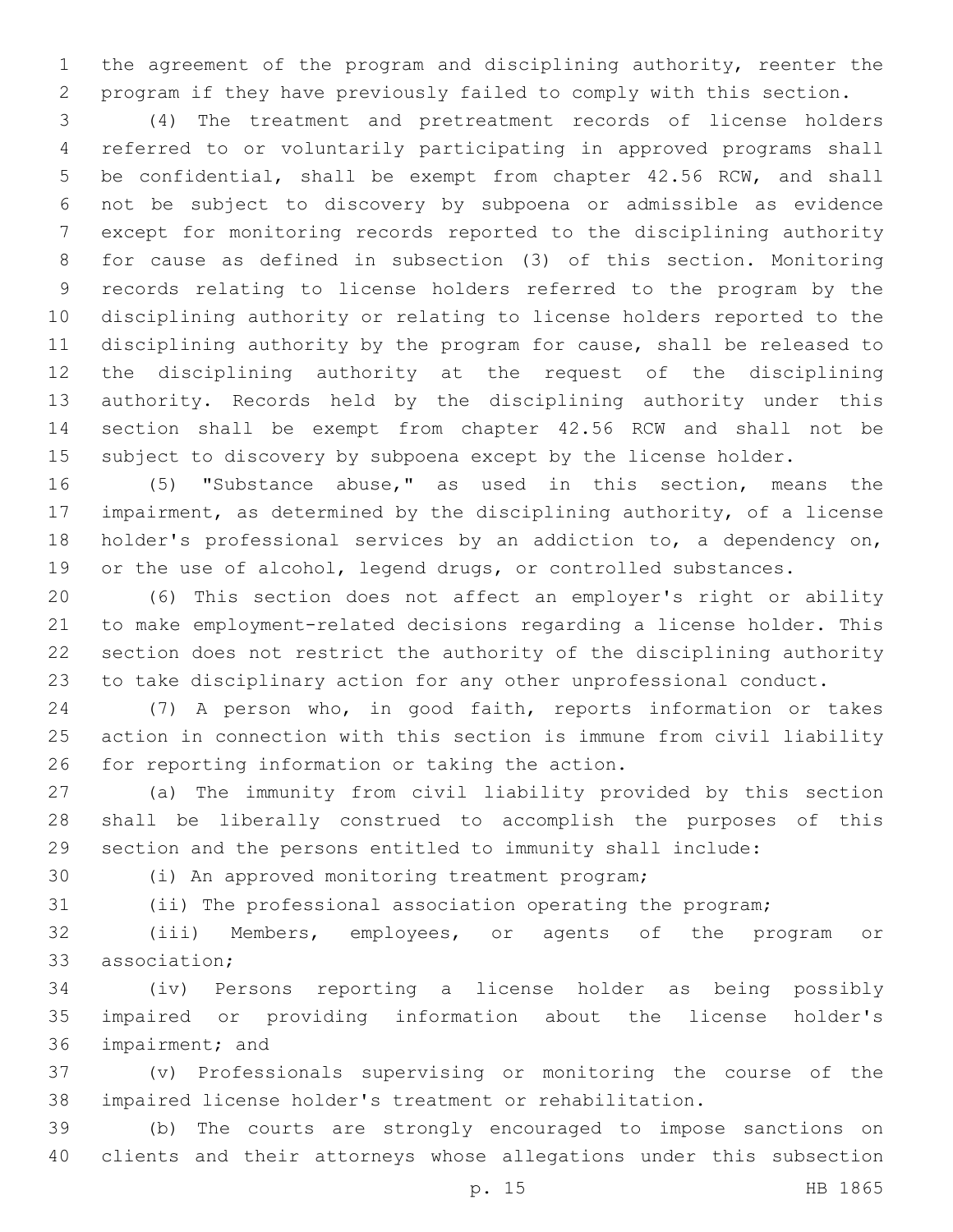the agreement of the program and disciplining authority, reenter the program if they have previously failed to comply with this section.

(4) The treatment and pretreatment records of license holders referred to or voluntarily participating in approved programs shall be confidential, shall be exempt from chapter 42.56 RCW, and shall not be subject to discovery by subpoena or admissible as evidence except for monitoring records reported to the disciplining authority for cause as defined in subsection (3) of this section. Monitoring records relating to license holders referred to the program by the disciplining authority or relating to license holders reported to the disciplining authority by the program for cause, shall be released to the disciplining authority at the request of the disciplining authority. Records held by the disciplining authority under this section shall be exempt from chapter 42.56 RCW and shall not be subject to discovery by subpoena except by the license holder.

(5) "Substance abuse," as used in this section, means the impairment, as determined by the disciplining authority, of a license holder's professional services by an addiction to, a dependency on, or the use of alcohol, legend drugs, or controlled substances.

(6) This section does not affect an employer's right or ability to make employment-related decisions regarding a license holder. This section does not restrict the authority of the disciplining authority to take disciplinary action for any other unprofessional conduct.

(7) A person who, in good faith, reports information or takes action in connection with this section is immune from civil liability for reporting information or taking the action.

(a) The immunity from civil liability provided by this section shall be liberally construed to accomplish the purposes of this section and the persons entitled to immunity shall include:

(i) An approved monitoring treatment program;

(ii) The professional association operating the program;

(iii) Members, employees, or agents of the program or association;

(iv) Persons reporting a license holder as being possibly impaired or providing information about the license holder's impairment; and

(v) Professionals supervising or monitoring the course of the impaired license holder's treatment or rehabilitation.

(b) The courts are strongly encouraged to impose sanctions on clients and their attorneys whose allegations under this subsection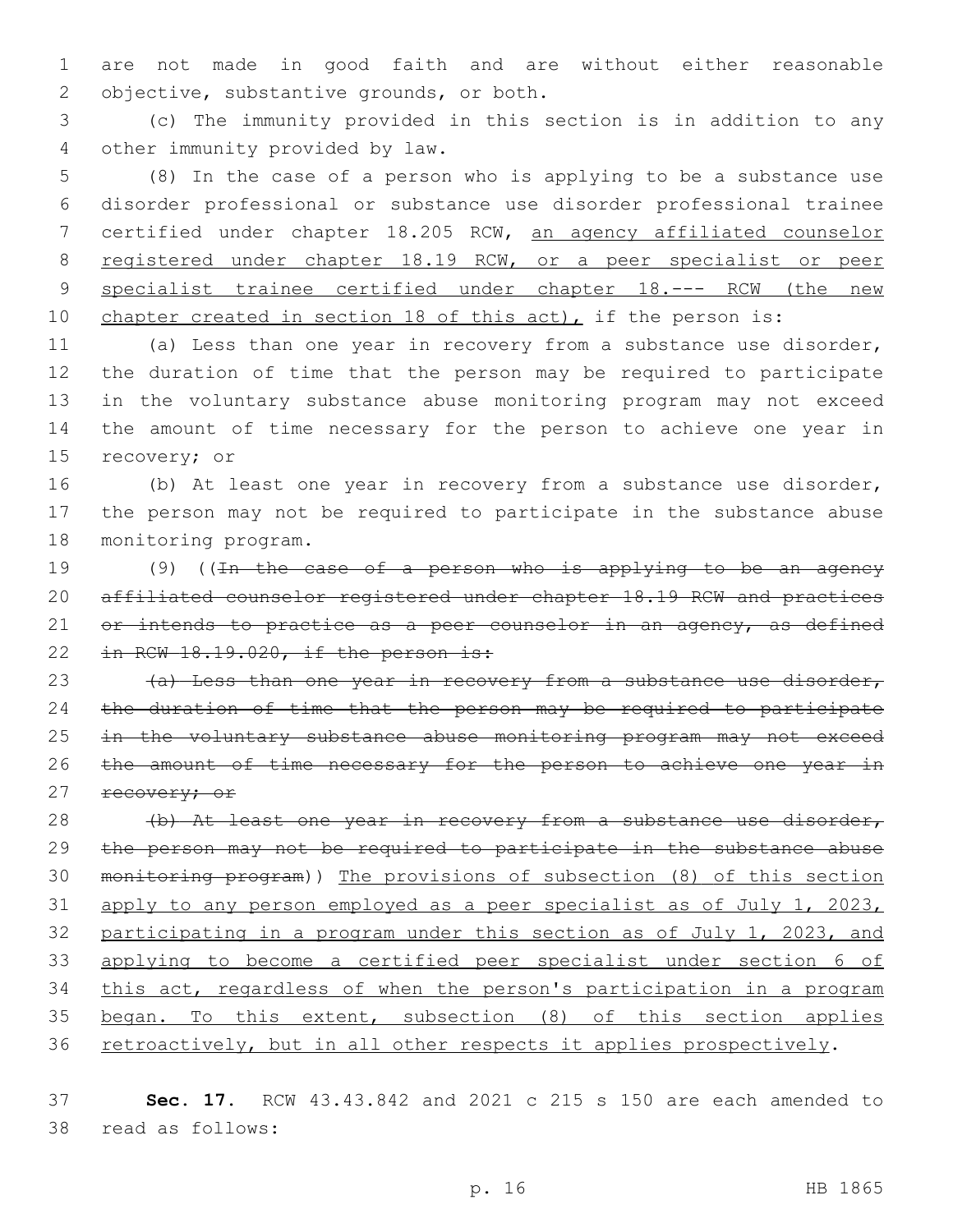are not made in good faith and are without either reasonable objective, substantive grounds, or both.

(c) The immunity provided in this section is in addition to any other immunity provided by law.

(8) In the case of a person who is applying to be a substance use disorder professional or substance use disorder professional trainee certified under chapter 18.205 RCW, <u>an agency affiliated counselor registered under chapter 18.19 RCW, or a peer specialist or peer specialist trainee certified under chapter 18.--- RCW (the new chapter created in section 18 of this act),</u> if the person is:

(a) Less than one year in recovery from a substance use disorder, the duration of time that the person may be required to participate in the voluntary substance abuse monitoring program may not exceed the amount of time necessary for the person to achieve one year in recovery; or

(b) At least one year in recovery from a substance use disorder, the person may not be required to participate in the substance abuse monitoring program.

(9) ((~~In the case of a person who is applying to be an agency affiliated counselor registered under chapter 18.19 RCW and practices or intends to practice as a peer counselor in an agency, as defined in RCW 18.19.020, if the person is:~~

~~(a) Less than one year in recovery from a substance use disorder, the duration of time that the person may be required to participate in the voluntary substance abuse monitoring program may not exceed the amount of time necessary for the person to achieve one year in recovery; or~~

~~(b) At least one year in recovery from a substance use disorder, the person may not be required to participate in the substance abuse monitoring program~~)) <u>The provisions of subsection (8) of this section apply to any person employed as a peer specialist as of July 1, 2023, participating in a program under this section as of July 1, 2023, and applying to become a certified peer specialist under section 6 of this act, regardless of when the person's participation in a program began. To this extent, subsection (8) of this section applies retroactively, but in all other respects it applies prospectively</u>.

**Sec. 17.** RCW 43.43.842 and 2021 c 215 s 150 are each amended to read as follows: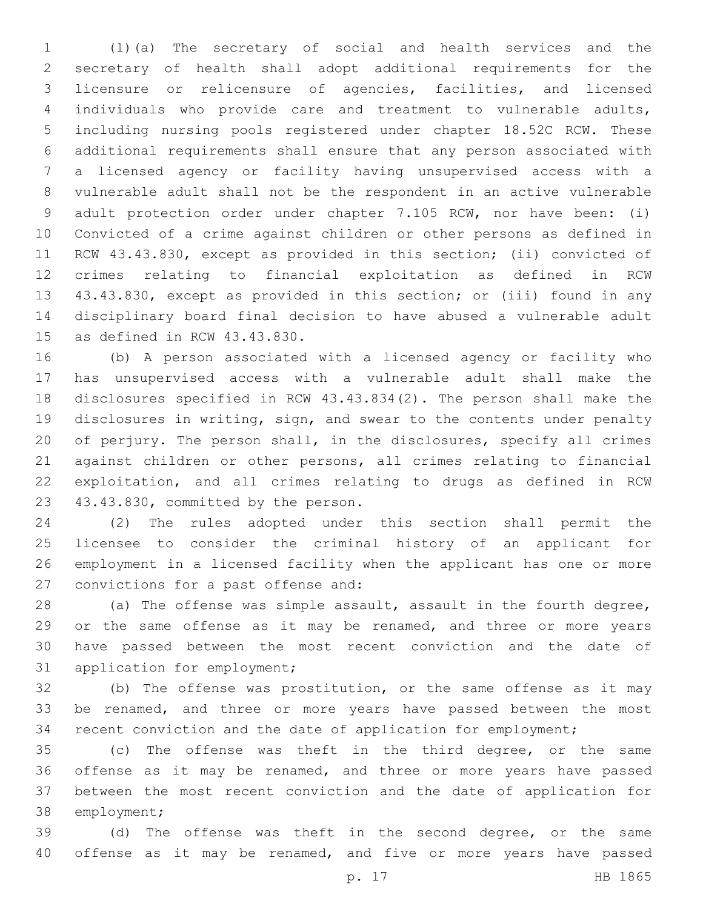(1)(a) The secretary of social and health services and the secretary of health shall adopt additional requirements for the licensure or relicensure of agencies, facilities, and licensed individuals who provide care and treatment to vulnerable adults, including nursing pools registered under chapter 18.52C RCW. These additional requirements shall ensure that any person associated with a licensed agency or facility having unsupervised access with a vulnerable adult shall not be the respondent in an active vulnerable adult protection order under chapter 7.105 RCW, nor have been: (i) Convicted of a crime against children or other persons as defined in RCW 43.43.830, except as provided in this section; (ii) convicted of crimes relating to financial exploitation as defined in RCW 43.43.830, except as provided in this section; or (iii) found in any disciplinary board final decision to have abused a vulnerable adult as defined in RCW 43.43.830.

(b) A person associated with a licensed agency or facility who has unsupervised access with a vulnerable adult shall make the disclosures specified in RCW 43.43.834(2). The person shall make the disclosures in writing, sign, and swear to the contents under penalty of perjury. The person shall, in the disclosures, specify all crimes against children or other persons, all crimes relating to financial exploitation, and all crimes relating to drugs as defined in RCW 43.43.830, committed by the person.

(2) The rules adopted under this section shall permit the licensee to consider the criminal history of an applicant for employment in a licensed facility when the applicant has one or more convictions for a past offense and:

(a) The offense was simple assault, assault in the fourth degree, or the same offense as it may be renamed, and three or more years have passed between the most recent conviction and the date of application for employment;

(b) The offense was prostitution, or the same offense as it may be renamed, and three or more years have passed between the most recent conviction and the date of application for employment;

(c) The offense was theft in the third degree, or the same offense as it may be renamed, and three or more years have passed between the most recent conviction and the date of application for employment;

(d) The offense was theft in the second degree, or the same offense as it may be renamed, and five or more years have passed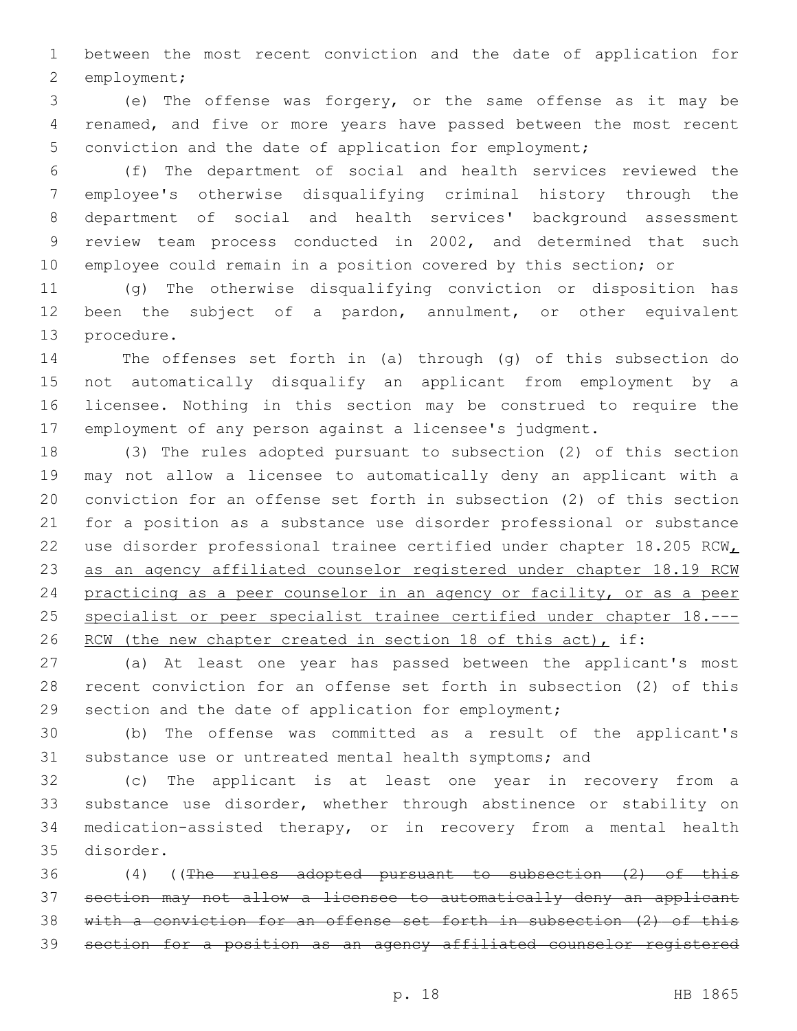between the most recent conviction and the date of application for employment;

(e) The offense was forgery, or the same offense as it may be renamed, and five or more years have passed between the most recent conviction and the date of application for employment;

(f) The department of social and health services reviewed the employee's otherwise disqualifying criminal history through the department of social and health services' background assessment review team process conducted in 2002, and determined that such employee could remain in a position covered by this section; or

(g) The otherwise disqualifying conviction or disposition has been the subject of a pardon, annulment, or other equivalent procedure.

The offenses set forth in (a) through (g) of this subsection do not automatically disqualify an applicant from employment by a licensee. Nothing in this section may be construed to require the employment of any person against a licensee's judgment.

(3) The rules adopted pursuant to subsection (2) of this section may not allow a licensee to automatically deny an applicant with a conviction for an offense set forth in subsection (2) of this section for a position as a substance use disorder professional or substance use disorder professional trainee certified under chapter 18.205 RCW, as an agency affiliated counselor registered under chapter 18.19 RCW practicing as a peer counselor in an agency or facility, or as a peer specialist or peer specialist trainee certified under chapter 18.--- RCW (the new chapter created in section 18 of this act), if:

(a) At least one year has passed between the applicant's most recent conviction for an offense set forth in subsection (2) of this section and the date of application for employment;

(b) The offense was committed as a result of the applicant's substance use or untreated mental health symptoms; and

(c) The applicant is at least one year in recovery from a substance use disorder, whether through abstinence or stability on medication-assisted therapy, or in recovery from a mental health disorder.

(4) ((~~The rules adopted pursuant to subsection (2) of this section may not allow a licensee to automatically deny an applicant with a conviction for an offense set forth in subsection (2) of this section for a position as an agency affiliated counselor registered~~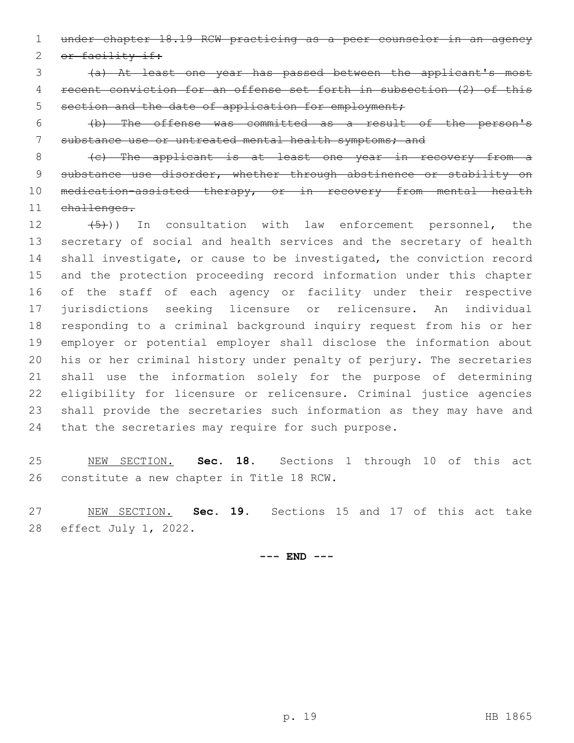~~under chapter 18.19 RCW practicing as a peer counselor in an agency or facility if:~~

~~(a) At least one year has passed between the applicant's most recent conviction for an offense set forth in subsection (2) of this section and the date of application for employment;~~

~~(b) The offense was committed as a result of the person's substance use or untreated mental health symptoms; and~~

~~(c) The applicant is at least one year in recovery from a substance use disorder, whether through abstinence or stability on medication-assisted therapy, or in recovery from mental health challenges.~~

~~(5)~~)) In consultation with law enforcement personnel, the secretary of social and health services and the secretary of health shall investigate, or cause to be investigated, the conviction record and the protection proceeding record information under this chapter of the staff of each agency or facility under their respective jurisdictions seeking licensure or relicensure. An individual responding to a criminal background inquiry request from his or her employer or potential employer shall disclose the information about his or her criminal history under penalty of perjury. The secretaries shall use the information solely for the purpose of determining eligibility for licensure or relicensure. Criminal justice agencies shall provide the secretaries such information as they may have and that the secretaries may require for such purpose.

NEW SECTION. **Sec. 18.** Sections 1 through 10 of this act constitute a new chapter in Title 18 RCW.

NEW SECTION. **Sec. 19.** Sections 15 and 17 of this act take effect July 1, 2022.

**--- END ---**